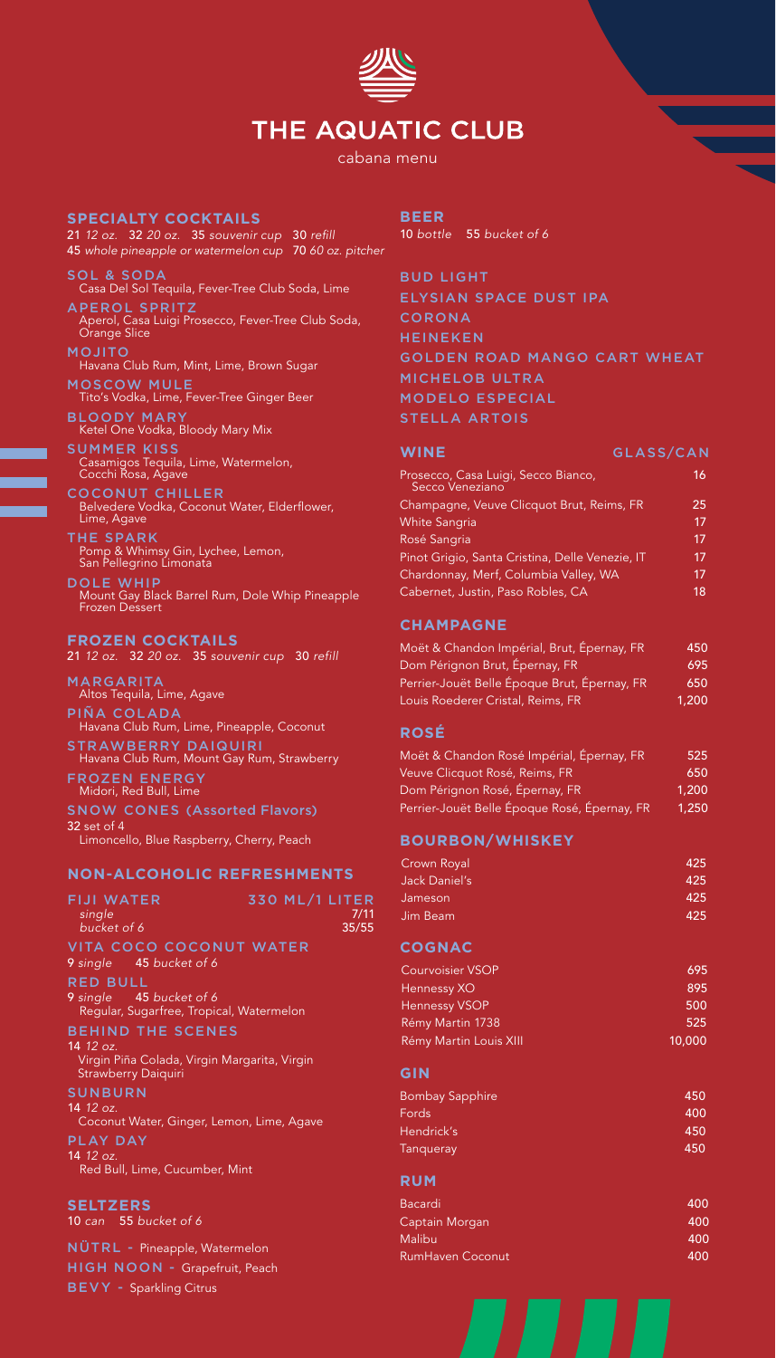# THE AQUATIC CLUB

cabana menu

## SPECIALTY COCKTAILS

21 *12 oz.* 32 *20 oz.* 35 *souvenir cup* 30 *refill*
45 *whole pineapple or watermelon cup* 70 *60 oz. pitcher*

**SOL & SODA**
Casa Del Sol Tequila, Fever-Tree Club Soda, Lime

**APEROL SPRITZ**
Aperol, Casa Luigi Prosecco, Fever-Tree Club Soda, Orange Slice

**MOJITO**
Havana Club Rum, Mint, Lime, Brown Sugar

**MOSCOW MULE**
Tito's Vodka, Lime, Fever-Tree Ginger Beer

**BLOODY MARY**
Ketel One Vodka, Bloody Mary Mix

**SUMMER KISS**
Casamigos Tequila, Lime, Watermelon, Cocchi Rosa, Agave

**COCONUT CHILLER**
Belvedere Vodka, Coconut Water, Elderflower, Lime, Agave

**THE SPARK**
Pomp & Whimsy Gin, Lychee, Lemon, San Pellegrino Limonata

**DOLE WHIP**
Mount Gay Black Barrel Rum, Dole Whip Pineapple Frozen Dessert

## FROZEN COCKTAILS

21 *12 oz.* 32 *20 oz.* 35 *souvenir cup* 30 *refill*

**MARGARITA**
Altos Tequila, Lime, Agave

**PIÑA COLADA**
Havana Club Rum, Lime, Pineapple, Coconut

**STRAWBERRY DAIQUIRI**
Havana Club Rum, Mount Gay Rum, Strawberry

**FROZEN ENERGY**
Midori, Red Bull, Lime

**SNOW CONES (Assorted Flavors)**
32 set of 4
Limoncello, Blue Raspberry, Cherry, Peach

## NON-ALCOHOLIC REFRESHMENTS

| FIJI WATER | 330 ML/1 LITER |
|---|---|
| *single* | 7/11 |
| *bucket of 6* | 35/55 |

**VITA COCO COCONUT WATER**
9 *single* 45 *bucket of 6*

**RED BULL**
9 *single* 45 *bucket of 6*
Regular, Sugarfree, Tropical, Watermelon

**BEHIND THE SCENES**
14 *12 oz.*
Virgin Piña Colada, Virgin Margarita, Virgin Strawberry Daiquiri

**SUNBURN**
14 *12 oz.*
Coconut Water, Ginger, Lemon, Lime, Agave

**PLAY DAY**
14 *12 oz.*
Red Bull, Lime, Cucumber, Mint

## SELTZERS

10 *can* 55 *bucket of 6*

**NÜTRL** - Pineapple, Watermelon
**HIGH NOON** - Grapefruit, Peach
**BEVY** - Sparkling Citrus

## BEER

10 *bottle* 55 *bucket of 6*

- BUD LIGHT
- ELYSIAN SPACE DUST IPA
- CORONA
- HEINEKEN
- GOLDEN ROAD MANGO CART WHEAT
- MICHELOB ULTRA
- MODELO ESPECIAL
- STELLA ARTOIS

## WINE

| WINE | GLASS/CAN |
|---|---|
| Prosecco, Casa Luigi, Secco Bianco, Secco Veneziano | 16 |
| Champagne, Veuve Clicquot Brut, Reims, FR | 25 |
| White Sangria | 17 |
| Rosé Sangria | 17 |
| Pinot Grigio, Santa Cristina, Delle Venezie, IT | 17 |
| Chardonnay, Merf, Columbia Valley, WA | 17 |
| Cabernet, Justin, Paso Robles, CA | 18 |

## CHAMPAGNE

| | |
|---|---|
| Moët & Chandon Impérial, Brut, Épernay, FR | 450 |
| Dom Pérignon Brut, Épernay, FR | 695 |
| Perrier-Jouët Belle Époque Brut, Épernay, FR | 650 |
| Louis Roederer Cristal, Reims, FR | 1,200 |

## ROSÉ

| | |
|---|---|
| Moët & Chandon Rosé Impérial, Épernay, FR | 525 |
| Veuve Clicquot Rosé, Reims, FR | 650 |
| Dom Pérignon Rosé, Épernay, FR | 1,200 |
| Perrier-Jouët Belle Époque Rosé, Épernay, FR | 1,250 |

## BOURBON/WHISKEY

| | |
|---|---|
| Crown Royal | 425 |
| Jack Daniel's | 425 |
| Jameson | 425 |
| Jim Beam | 425 |

## COGNAC

| | |
|---|---|
| Courvoisier VSOP | 695 |
| Hennessy XO | 895 |
| Hennessy VSOP | 500 |
| Rémy Martin 1738 | 525 |
| Rémy Martin Louis XIII | 10,000 |

## GIN

| | |
|---|---|
| Bombay Sapphire | 450 |
| Fords | 400 |
| Hendrick's | 450 |
| Tanqueray | 450 |

## RUM

| | |
|---|---|
| Bacardi | 400 |
| Captain Morgan | 400 |
| Malibu | 400 |
| RumHaven Coconut | 400 |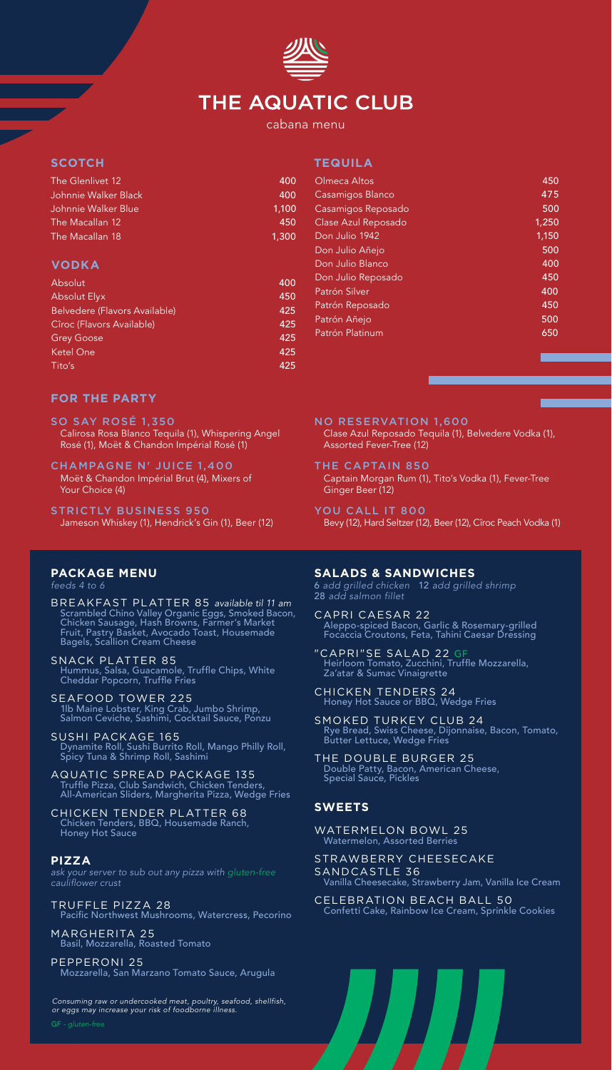# THE AQUATIC CLUB

cabana menu

## SCOTCH

| | |
|---|---|
| The Glenlivet 12 | 400 |
| Johnnie Walker Black | 400 |
| Johnnie Walker Blue | 1,100 |
| The Macallan 12 | 450 |
| The Macallan 18 | 1,300 |

## VODKA

| | |
|---|---|
| Absolut | 400 |
| Absolut Elyx | 450 |
| Belvedere (Flavors Available) | 425 |
| Cîroc (Flavors Available) | 425 |
| Grey Goose | 425 |
| Ketel One | 425 |
| Tito's | 425 |

## TEQUILA

| | |
|---|---|
| Olmeca Altos | 450 |
| Casamigos Blanco | 475 |
| Casamigos Reposado | 500 |
| Clase Azul Reposado | 1,250 |
| Don Julio 1942 | 1,150 |
| Don Julio Añejo | 500 |
| Don Julio Blanco | 400 |
| Don Julio Reposado | 450 |
| Patrón Silver | 400 |
| Patrón Reposado | 450 |
| Patrón Añejo | 500 |
| Patrón Platinum | 650 |

## FOR THE PARTY

**SO SAY ROSÉ 1,350**
Calirosa Rosa Blanco Tequila (1), Whispering Angel Rosé (1), Moët & Chandon Impérial Rosé (1)

**CHAMPAGNE N' JUICE 1,400**
Moët & Chandon Impérial Brut (4), Mixers of Your Choice (4)

**STRICTLY BUSINESS 950**
Jameson Whiskey (1), Hendrick's Gin (1), Beer (12)

**NO RESERVATION 1,600**
Clase Azul Reposado Tequila (1), Belvedere Vodka (1), Assorted Fever-Tree (12)

**THE CAPTAIN 850**
Captain Morgan Rum (1), Tito's Vodka (1), Fever-Tree Ginger Beer (12)

**YOU CALL IT 800**
Bevy (12), Hard Seltzer (12), Beer (12), Cîroc Peach Vodka (1)

## PACKAGE MENU

*feeds 4 to 6*

**BREAKFAST PLATTER 85** *available til 11 am*
Scrambled Chino Valley Organic Eggs, Smoked Bacon, Chicken Sausage, Hash Browns, Farmer's Market Fruit, Pastry Basket, Avocado Toast, Housemade Bagels, Scallion Cream Cheese

**SNACK PLATTER 85**
Hummus, Salsa, Guacamole, Truffle Chips, White Cheddar Popcorn, Truffle Fries

**SEAFOOD TOWER 225**
1lb Maine Lobster, King Crab, Jumbo Shrimp, Salmon Ceviche, Sashimi, Cocktail Sauce, Ponzu

**SUSHI PACKAGE 165**
Dynamite Roll, Sushi Burrito Roll, Mango Philly Roll, Spicy Tuna & Shrimp Roll, Sashimi

**AQUATIC SPREAD PACKAGE 135**
Truffle Pizza, Club Sandwich, Chicken Tenders, All-American Sliders, Margherita Pizza, Wedge Fries

**CHICKEN TENDER PLATTER 68**
Chicken Tenders, BBQ, Housemade Ranch, Honey Hot Sauce

## PIZZA

*ask your server to sub out any pizza with gluten-free cauliflower crust*

**TRUFFLE PIZZA 28**
Pacific Northwest Mushrooms, Watercress, Pecorino

**MARGHERITA 25**
Basil, Mozzarella, Roasted Tomato

**PEPPERONI 25**
Mozzarella, San Marzano Tomato Sauce, Arugula

*Consuming raw or undercooked meat, poultry, seafood, shellfish, or eggs may increase your risk of foodborne illness.*

GF - gluten-free

## SALADS & SANDWICHES

6 *add grilled chicken* 12 *add grilled shrimp*
28 *add salmon fillet*

**CAPRI CAESAR 22**
Aleppo-spiced Bacon, Garlic & Rosemary-grilled Focaccia Croutons, Feta, Tahini Caesar Dressing

**"CAPRI"SE SALAD 22** GF
Heirloom Tomato, Zucchini, Truffle Mozzarella, Za'atar & Sumac Vinaigrette

**CHICKEN TENDERS 24**
Honey Hot Sauce or BBQ, Wedge Fries

**SMOKED TURKEY CLUB 24**
Rye Bread, Swiss Cheese, Dijonnaise, Bacon, Tomato, Butter Lettuce, Wedge Fries

**THE DOUBLE BURGER 25**
Double Patty, Bacon, American Cheese, Special Sauce, Pickles

## SWEETS

**WATERMELON BOWL 25**
Watermelon, Assorted Berries

**STRAWBERRY CHEESECAKE SANDCASTLE 36**
Vanilla Cheesecake, Strawberry Jam, Vanilla Ice Cream

**CELEBRATION BEACH BALL 50**
Confetti Cake, Rainbow Ice Cream, Sprinkle Cookies